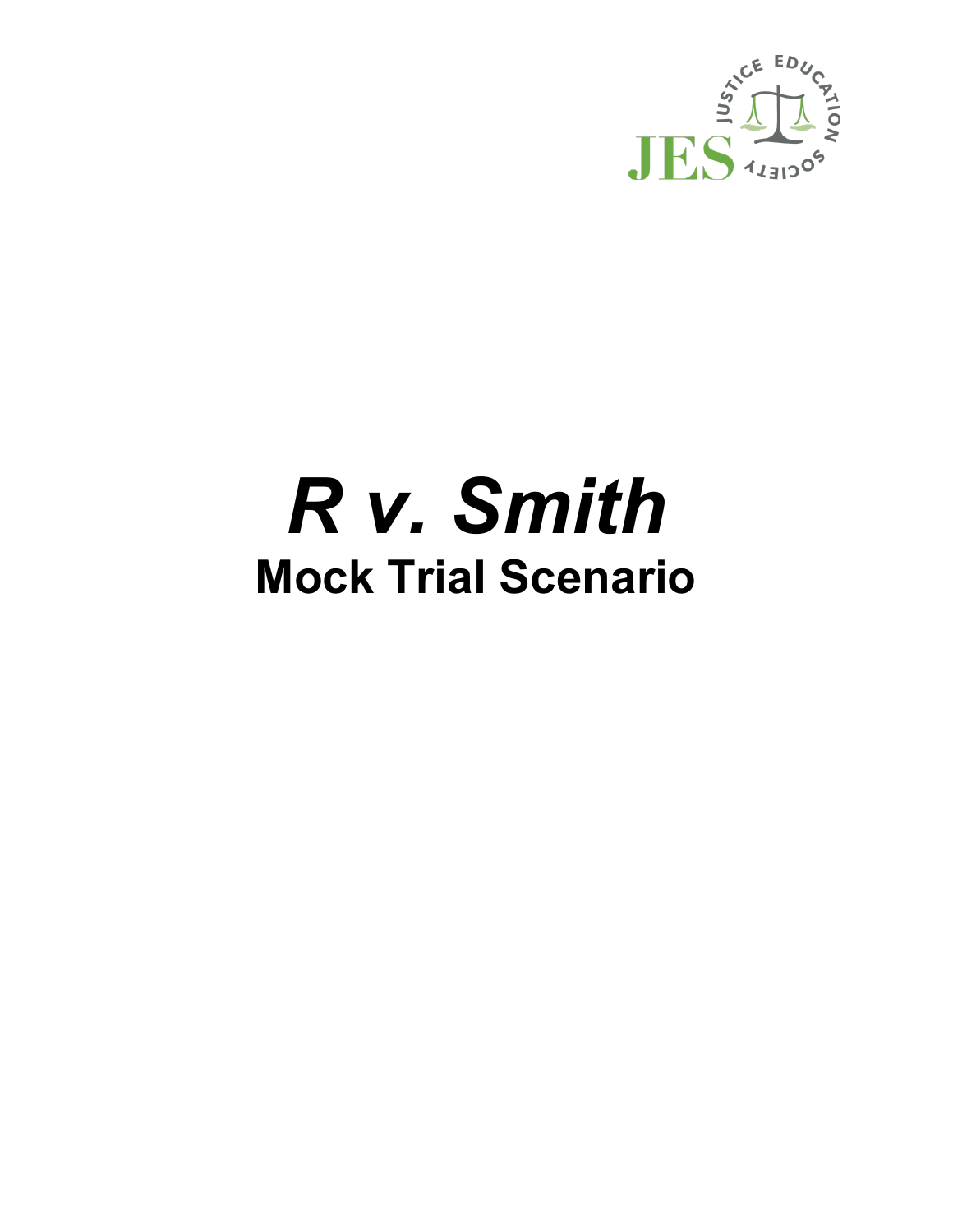JES

JUSTICE EDUCATION SOCIETY

# *R v. Smith*

## Mock Trial Scenario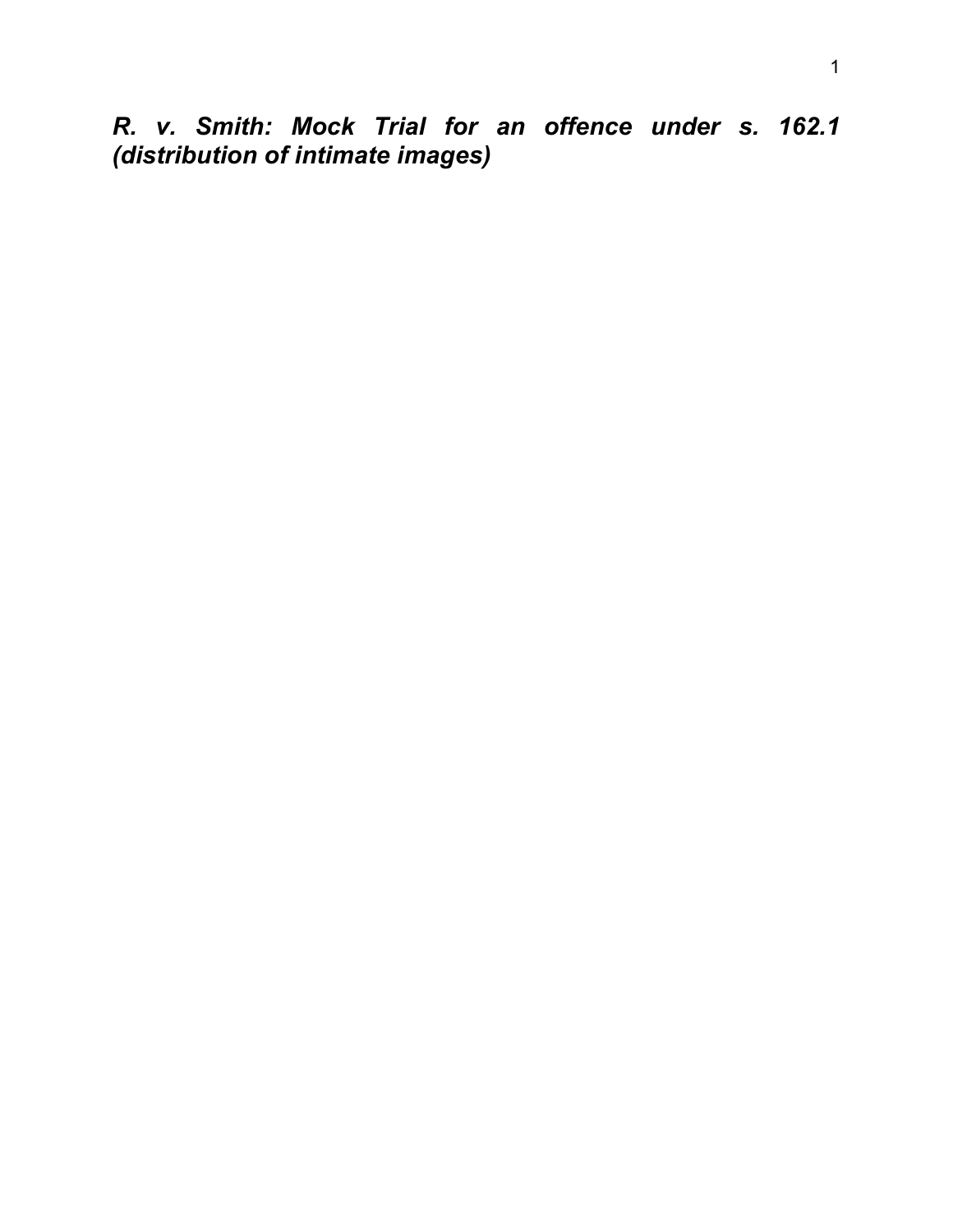***R. v. Smith: Mock Trial for an offence under s. 162.1 (distribution of intimate images)***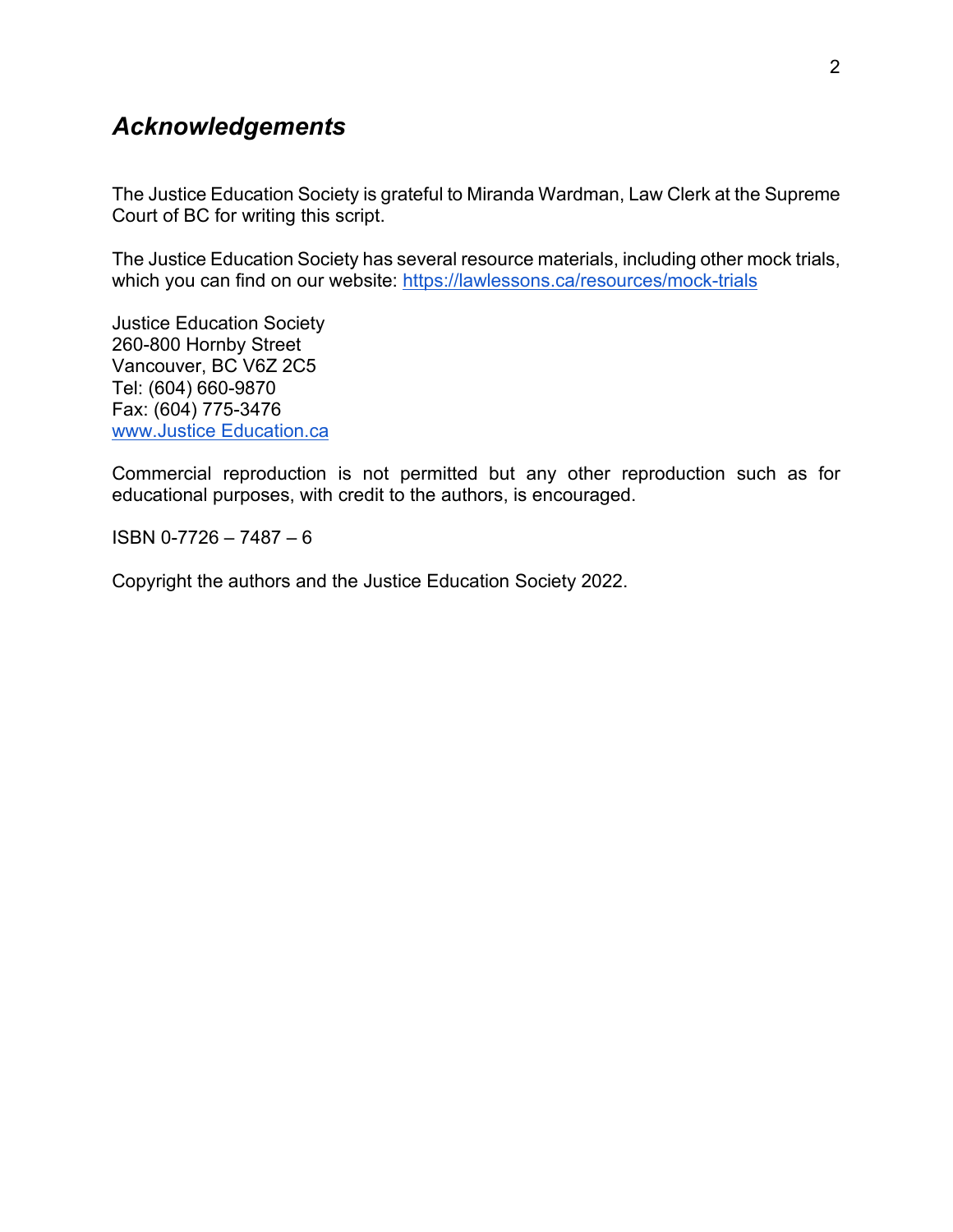## *Acknowledgements*

The Justice Education Society is grateful to Miranda Wardman, Law Clerk at the Supreme Court of BC for writing this script.

The Justice Education Society has several resource materials, including other mock trials, which you can find on our website: [https://lawlessons.ca/resources/mock-trials](https://lawlessons.ca/resources/mock-trials)

Justice Education Society
260-800 Hornby Street
Vancouver, BC V6Z 2C5
Tel: (604) 660-9870
Fax: (604) 775-3476
[www.Justice Education.ca](www.Justice Education.ca)

Commercial reproduction is not permitted but any other reproduction such as for educational purposes, with credit to the authors, is encouraged.

ISBN 0-7726 – 7487 – 6

Copyright the authors and the Justice Education Society 2022.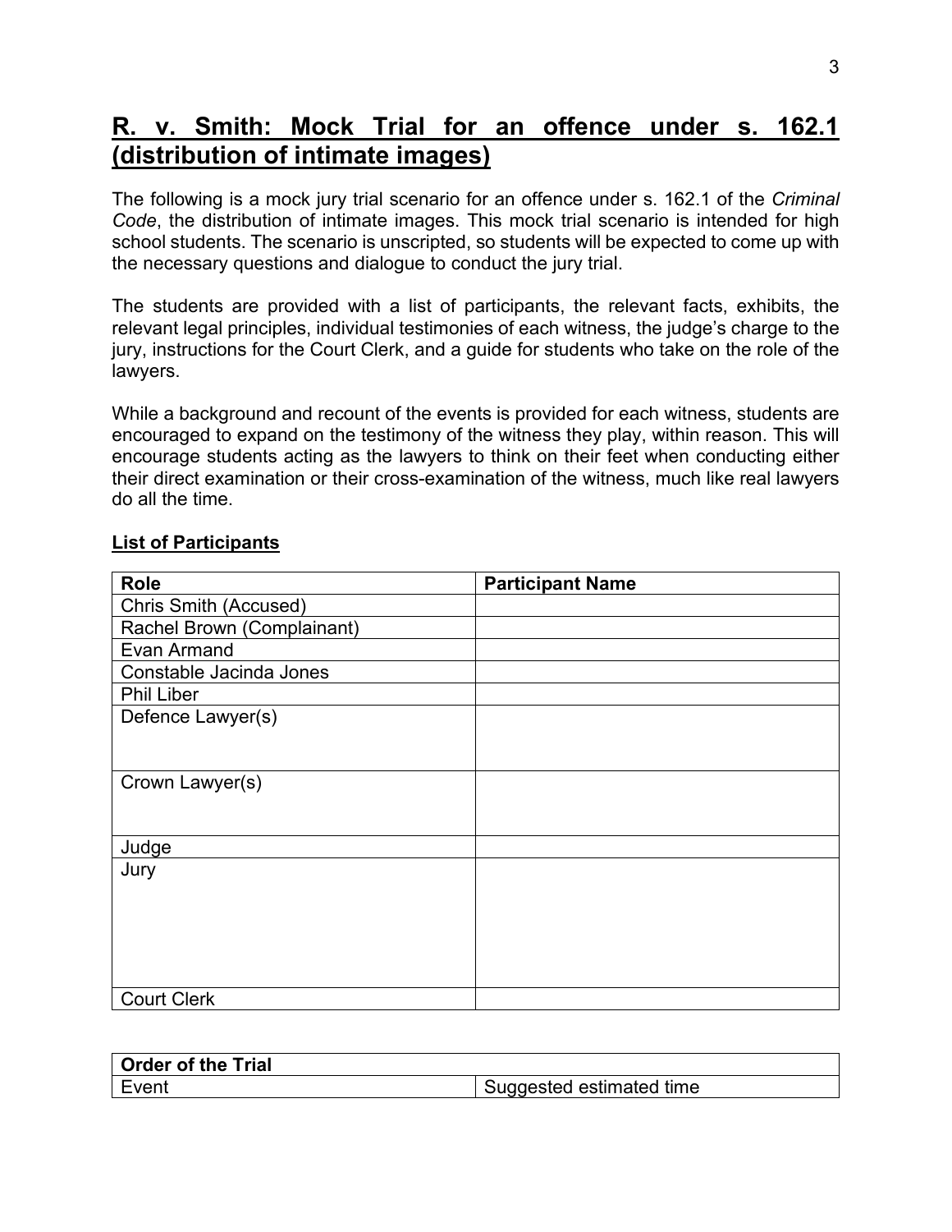# R. v. Smith: Mock Trial for an offence under s. 162.1 (distribution of intimate images)

The following is a mock jury trial scenario for an offence under s. 162.1 of the *Criminal Code*, the distribution of intimate images. This mock trial scenario is intended for high school students. The scenario is unscripted, so students will be expected to come up with the necessary questions and dialogue to conduct the jury trial.

The students are provided with a list of participants, the relevant facts, exhibits, the relevant legal principles, individual testimonies of each witness, the judge's charge to the jury, instructions for the Court Clerk, and a guide for students who take on the role of the lawyers.

While a background and recount of the events is provided for each witness, students are encouraged to expand on the testimony of the witness they play, within reason. This will encourage students acting as the lawyers to think on their feet when conducting either their direct examination or their cross-examination of the witness, much like real lawyers do all the time.

**List of Participants**

| Role | Participant Name |
|---|---|
| Chris Smith (Accused) | |
| Rachel Brown (Complainant) | |
| Evan Armand | |
| Constable Jacinda Jones | |
| Phil Liber | |
| Defence Lawyer(s) | |
| Crown Lawyer(s) | |
| Judge | |
| Jury | |
| Court Clerk | |

| Order of the Trial | |
|---|---|
| Event | Suggested estimated time |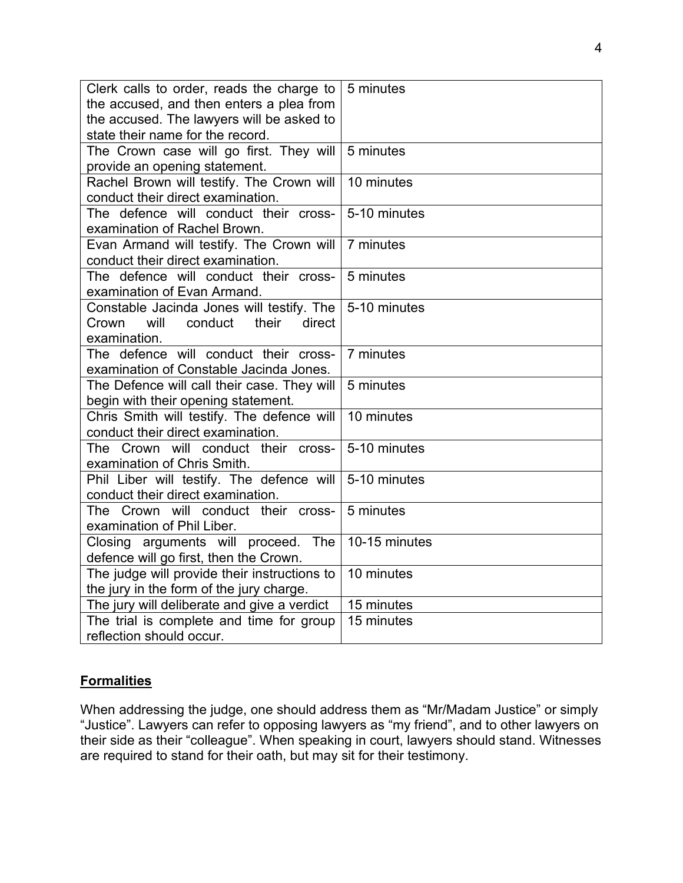| Clerk calls to order, reads the charge to the accused, and then enters a plea from the accused. The lawyers will be asked to state their name for the record. | 5 minutes |
|---|---|
| The Crown case will go first. They will provide an opening statement. | 5 minutes |
| Rachel Brown will testify. The Crown will conduct their direct examination. | 10 minutes |
| The defence will conduct their cross-examination of Rachel Brown. | 5-10 minutes |
| Evan Armand will testify. The Crown will conduct their direct examination. | 7 minutes |
| The defence will conduct their cross-examination of Evan Armand. | 5 minutes |
| Constable Jacinda Jones will testify. The Crown will conduct their direct examination. | 5-10 minutes |
| The defence will conduct their cross-examination of Constable Jacinda Jones. | 7 minutes |
| The Defence will call their case. They will begin with their opening statement. | 5 minutes |
| Chris Smith will testify. The defence will conduct their direct examination. | 10 minutes |
| The Crown will conduct their cross-examination of Chris Smith. | 5-10 minutes |
| Phil Liber will testify. The defence will conduct their direct examination. | 5-10 minutes |
| The Crown will conduct their cross-examination of Phil Liber. | 5 minutes |
| Closing arguments will proceed. The defence will go first, then the Crown. | 10-15 minutes |
| The judge will provide their instructions to the jury in the form of the jury charge. | 10 minutes |
| The jury will deliberate and give a verdict | 15 minutes |
| The trial is complete and time for group reflection should occur. | 15 minutes |

## Formalities

When addressing the judge, one should address them as "Mr/Madam Justice" or simply "Justice". Lawyers can refer to opposing lawyers as "my friend", and to other lawyers on their side as their "colleague". When speaking in court, lawyers should stand. Witnesses are required to stand for their oath, but may sit for their testimony.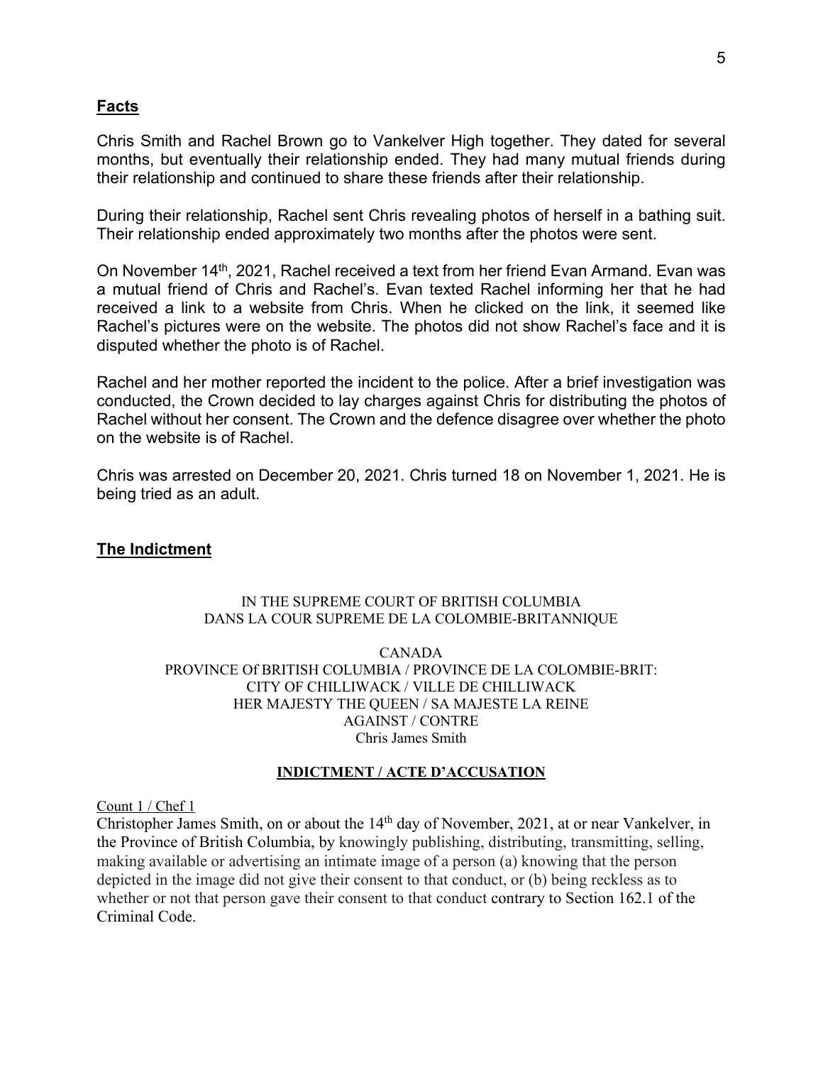## Facts

Chris Smith and Rachel Brown go to Vankelver High together. They dated for several months, but eventually their relationship ended. They had many mutual friends during their relationship and continued to share these friends after their relationship.

During their relationship, Rachel sent Chris revealing photos of herself in a bathing suit. Their relationship ended approximately two months after the photos were sent.

On November 14th, 2021, Rachel received a text from her friend Evan Armand. Evan was a mutual friend of Chris and Rachel's. Evan texted Rachel informing her that he had received a link to a website from Chris. When he clicked on the link, it seemed like Rachel's pictures were on the website. The photos did not show Rachel's face and it is disputed whether the photo is of Rachel.

Rachel and her mother reported the incident to the police. After a brief investigation was conducted, the Crown decided to lay charges against Chris for distributing the photos of Rachel without her consent. The Crown and the defence disagree over whether the photo on the website is of Rachel.

Chris was arrested on December 20, 2021. Chris turned 18 on November 1, 2021. He is being tried as an adult.

## The Indictment

IN THE SUPREME COURT OF BRITISH COLUMBIA
DANS LA COUR SUPREME DE LA COLOMBIE-BRITANNIQUE

CANADA
PROVINCE Of BRITISH COLUMBIA / PROVINCE DE LA COLOMBIE-BRIT:
CITY OF CHILLIWACK / VILLE DE CHILLIWACK
HER MAJESTY THE QUEEN / SA MAJESTE LA REINE
AGAINST / CONTRE
Chris James Smith

**INDICTMENT / ACTE D'ACCUSATION**

Count 1 / Chef 1

Christopher James Smith, on or about the 14th day of November, 2021, at or near Vankelver, in the Province of British Columbia, by knowingly publishing, distributing, transmitting, selling, making available or advertising an intimate image of a person (a) knowing that the person depicted in the image did not give their consent to that conduct, or (b) being reckless as to whether or not that person gave their consent to that conduct contrary to Section 162.1 of the Criminal Code.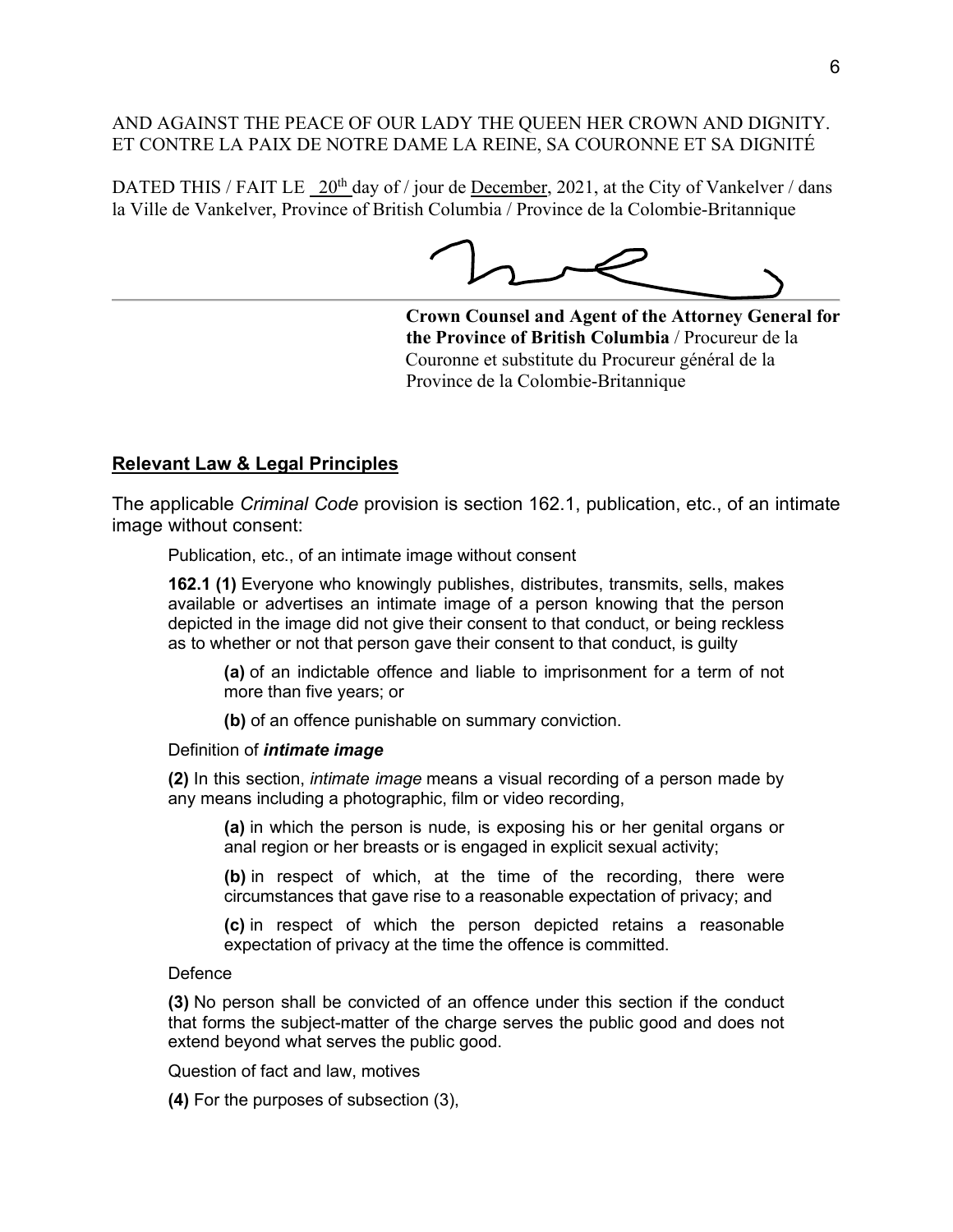AND AGAINST THE PEACE OF OUR LADY THE QUEEN HER CROWN AND DIGNITY.
ET CONTRE LA PAIX DE NOTRE DAME LA REINE, SA COURONNE ET SA DIGNITÉ

DATED THIS / FAIT LE 20th day of / jour de December, 2021, at the City of Vankelver / dans la Ville de Vankelver, Province of British Columbia / Province de la Colombie-Britannique

**Crown Counsel and Agent of the Attorney General for the Province of British Columbia** / Procureur de la Couronne et substitute du Procureur général de la Province de la Colombie-Britannique

## Relevant Law & Legal Principles

The applicable *Criminal Code* provision is section 162.1, publication, etc., of an intimate image without consent:

> Publication, etc., of an intimate image without consent
>
> **162.1 (1)** Everyone who knowingly publishes, distributes, transmits, sells, makes available or advertises an intimate image of a person knowing that the person depicted in the image did not give their consent to that conduct, or being reckless as to whether or not that person gave their consent to that conduct, is guilty
>
> > **(a)** of an indictable offence and liable to imprisonment for a term of not more than five years; or
> >
> > **(b)** of an offence punishable on summary conviction.
>
> Definition of ***intimate image***
>
> **(2)** In this section, *intimate image* means a visual recording of a person made by any means including a photographic, film or video recording,
>
> > **(a)** in which the person is nude, is exposing his or her genital organs or anal region or her breasts or is engaged in explicit sexual activity;
> >
> > **(b)** in respect of which, at the time of the recording, there were circumstances that gave rise to a reasonable expectation of privacy; and
> >
> > **(c)** in respect of which the person depicted retains a reasonable expectation of privacy at the time the offence is committed.
>
> Defence
>
> **(3)** No person shall be convicted of an offence under this section if the conduct that forms the subject-matter of the charge serves the public good and does not extend beyond what serves the public good.
>
> Question of fact and law, motives
>
> **(4)** For the purposes of subsection (3),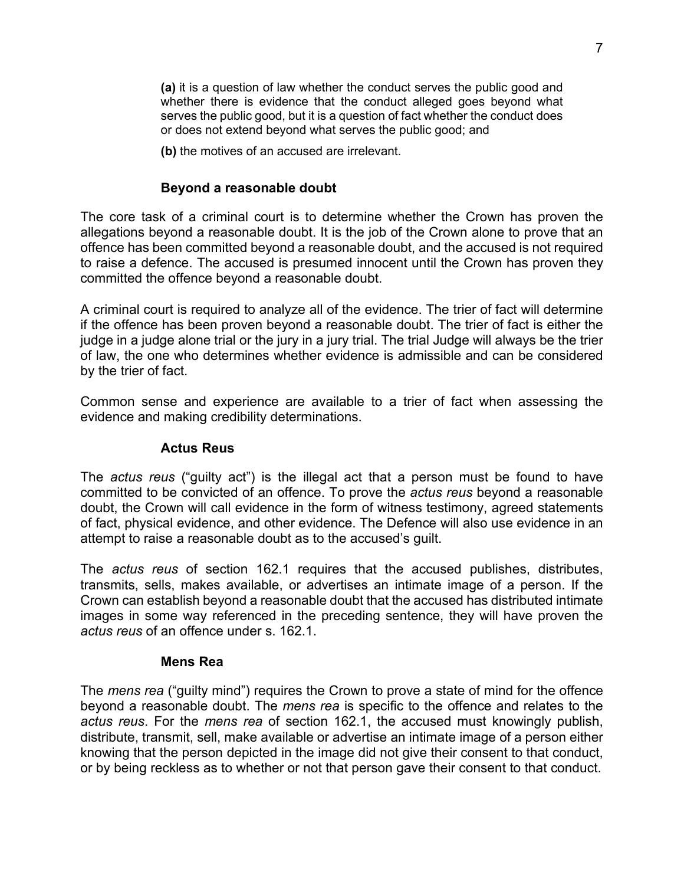**(a)** it is a question of law whether the conduct serves the public good and whether there is evidence that the conduct alleged goes beyond what serves the public good, but it is a question of fact whether the conduct does or does not extend beyond what serves the public good; and

**(b)** the motives of an accused are irrelevant.

### Beyond a reasonable doubt

The core task of a criminal court is to determine whether the Crown has proven the allegations beyond a reasonable doubt. It is the job of the Crown alone to prove that an offence has been committed beyond a reasonable doubt, and the accused is not required to raise a defence. The accused is presumed innocent until the Crown has proven they committed the offence beyond a reasonable doubt.

A criminal court is required to analyze all of the evidence. The trier of fact will determine if the offence has been proven beyond a reasonable doubt. The trier of fact is either the judge in a judge alone trial or the jury in a jury trial. The trial Judge will always be the trier of law, the one who determines whether evidence is admissible and can be considered by the trier of fact.

Common sense and experience are available to a trier of fact when assessing the evidence and making credibility determinations.

### Actus Reus

The *actus reus* ("guilty act") is the illegal act that a person must be found to have committed to be convicted of an offence. To prove the *actus reus* beyond a reasonable doubt, the Crown will call evidence in the form of witness testimony, agreed statements of fact, physical evidence, and other evidence. The Defence will also use evidence in an attempt to raise a reasonable doubt as to the accused's guilt.

The *actus reus* of section 162.1 requires that the accused publishes, distributes, transmits, sells, makes available, or advertises an intimate image of a person. If the Crown can establish beyond a reasonable doubt that the accused has distributed intimate images in some way referenced in the preceding sentence, they will have proven the *actus reus* of an offence under s. 162.1.

### Mens Rea

The *mens rea* ("guilty mind") requires the Crown to prove a state of mind for the offence beyond a reasonable doubt. The *mens rea* is specific to the offence and relates to the *actus reus*. For the *mens rea* of section 162.1, the accused must knowingly publish, distribute, transmit, sell, make available or advertise an intimate image of a person either knowing that the person depicted in the image did not give their consent to that conduct, or by being reckless as to whether or not that person gave their consent to that conduct.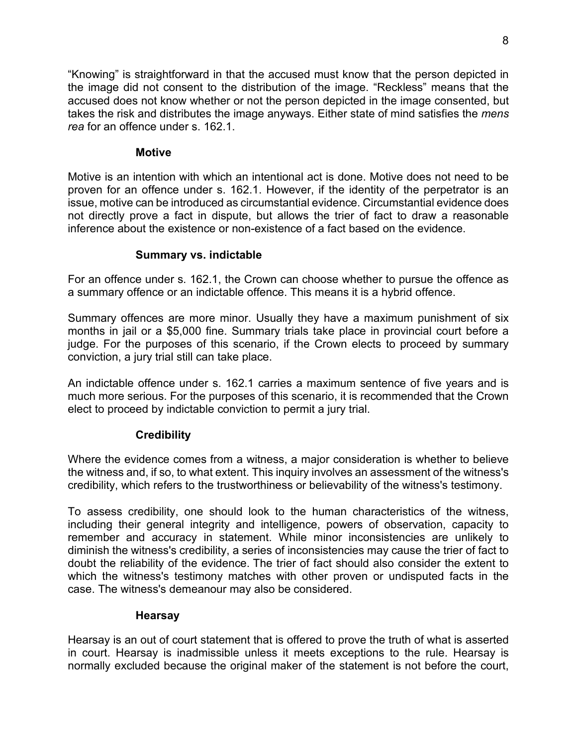"Knowing" is straightforward in that the accused must know that the person depicted in the image did not consent to the distribution of the image. "Reckless" means that the accused does not know whether or not the person depicted in the image consented, but takes the risk and distributes the image anyways. Either state of mind satisfies the *mens rea* for an offence under s. 162.1.

### Motive

Motive is an intention with which an intentional act is done. Motive does not need to be proven for an offence under s. 162.1. However, if the identity of the perpetrator is an issue, motive can be introduced as circumstantial evidence. Circumstantial evidence does not directly prove a fact in dispute, but allows the trier of fact to draw a reasonable inference about the existence or non-existence of a fact based on the evidence.

### Summary vs. indictable

For an offence under s. 162.1, the Crown can choose whether to pursue the offence as a summary offence or an indictable offence. This means it is a hybrid offence.

Summary offences are more minor. Usually they have a maximum punishment of six months in jail or a $5,000 fine. Summary trials take place in provincial court before a judge. For the purposes of this scenario, if the Crown elects to proceed by summary conviction, a jury trial still can take place.

An indictable offence under s. 162.1 carries a maximum sentence of five years and is much more serious. For the purposes of this scenario, it is recommended that the Crown elect to proceed by indictable conviction to permit a jury trial.

### Credibility

Where the evidence comes from a witness, a major consideration is whether to believe the witness and, if so, to what extent. This inquiry involves an assessment of the witness's credibility, which refers to the trustworthiness or believability of the witness's testimony.

To assess credibility, one should look to the human characteristics of the witness, including their general integrity and intelligence, powers of observation, capacity to remember and accuracy in statement. While minor inconsistencies are unlikely to diminish the witness's credibility, a series of inconsistencies may cause the trier of fact to doubt the reliability of the evidence. The trier of fact should also consider the extent to which the witness's testimony matches with other proven or undisputed facts in the case. The witness's demeanour may also be considered.

### Hearsay

Hearsay is an out of court statement that is offered to prove the truth of what is asserted in court. Hearsay is inadmissible unless it meets exceptions to the rule. Hearsay is normally excluded because the original maker of the statement is not before the court,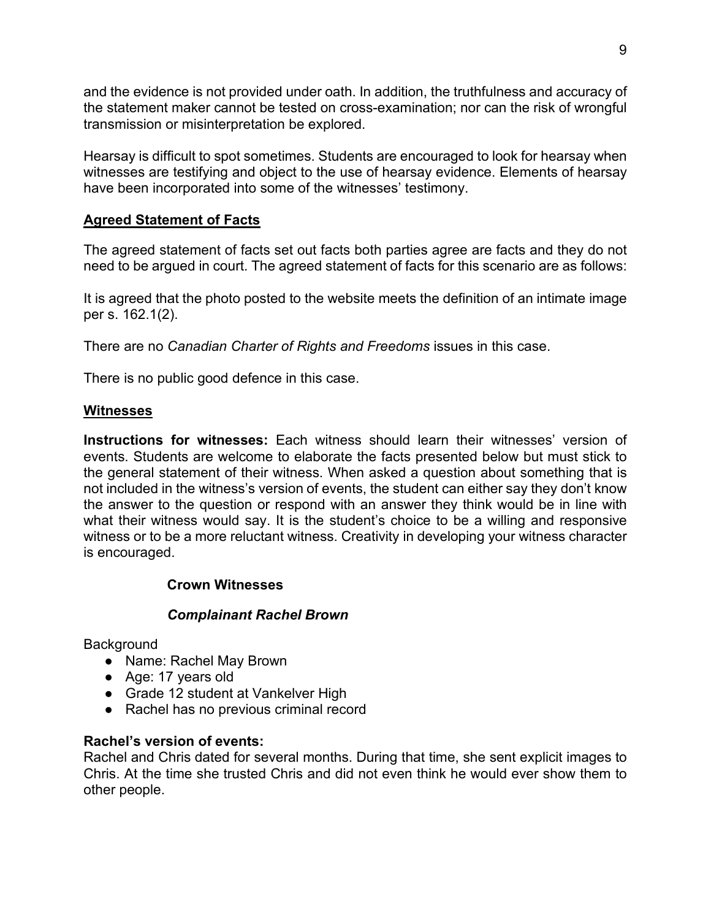and the evidence is not provided under oath. In addition, the truthfulness and accuracy of the statement maker cannot be tested on cross-examination; nor can the risk of wrongful transmission or misinterpretation be explored.

Hearsay is difficult to spot sometimes. Students are encouraged to look for hearsay when witnesses are testifying and object to the use of hearsay evidence. Elements of hearsay have been incorporated into some of the witnesses' testimony.

## Agreed Statement of Facts

The agreed statement of facts set out facts both parties agree are facts and they do not need to be argued in court. The agreed statement of facts for this scenario are as follows:

It is agreed that the photo posted to the website meets the definition of an intimate image per s. 162.1(2).

There are no *Canadian Charter of Rights and Freedoms* issues in this case.

There is no public good defence in this case.

## Witnesses

**Instructions for witnesses:** Each witness should learn their witnesses' version of events. Students are welcome to elaborate the facts presented below but must stick to the general statement of their witness. When asked a question about something that is not included in the witness's version of events, the student can either say they don't know the answer to the question or respond with an answer they think would be in line with what their witness would say. It is the student's choice to be a willing and responsive witness or to be a more reluctant witness. Creativity in developing your witness character is encouraged.

### Crown Witnesses

#### *Complainant Rachel Brown*

Background

- Name: Rachel May Brown
- Age: 17 years old
- Grade 12 student at Vankelver High
- Rachel has no previous criminal record

**Rachel's version of events:**
Rachel and Chris dated for several months. During that time, she sent explicit images to Chris. At the time she trusted Chris and did not even think he would ever show them to other people.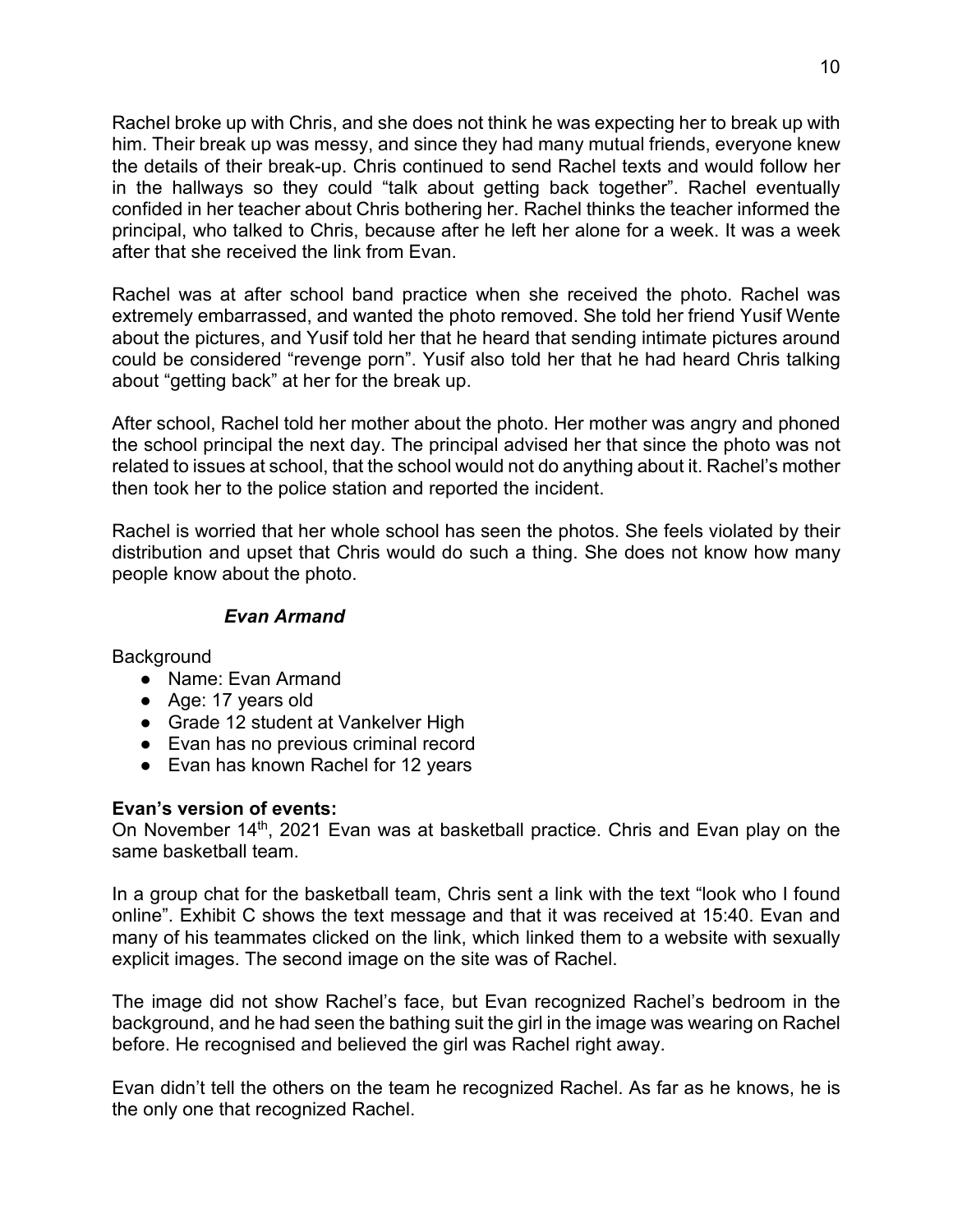Rachel broke up with Chris, and she does not think he was expecting her to break up with him. Their break up was messy, and since they had many mutual friends, everyone knew the details of their break-up. Chris continued to send Rachel texts and would follow her in the hallways so they could "talk about getting back together". Rachel eventually confided in her teacher about Chris bothering her. Rachel thinks the teacher informed the principal, who talked to Chris, because after he left her alone for a week. It was a week after that she received the link from Evan.

Rachel was at after school band practice when she received the photo. Rachel was extremely embarrassed, and wanted the photo removed. She told her friend Yusif Wente about the pictures, and Yusif told her that he heard that sending intimate pictures around could be considered "revenge porn". Yusif also told her that he had heard Chris talking about "getting back" at her for the break up.

After school, Rachel told her mother about the photo. Her mother was angry and phoned the school principal the next day. The principal advised her that since the photo was not related to issues at school, that the school would not do anything about it. Rachel's mother then took her to the police station and reported the incident.

Rachel is worried that her whole school has seen the photos. She feels violated by their distribution and upset that Chris would do such a thing. She does not know how many people know about the photo.

### *Evan Armand*

Background

- Name: Evan Armand
- Age: 17 years old
- Grade 12 student at Vankelver High
- Evan has no previous criminal record
- Evan has known Rachel for 12 years

**Evan's version of events:**
On November 14th, 2021 Evan was at basketball practice. Chris and Evan play on the same basketball team.

In a group chat for the basketball team, Chris sent a link with the text "look who I found online". Exhibit C shows the text message and that it was received at 15:40. Evan and many of his teammates clicked on the link, which linked them to a website with sexually explicit images. The second image on the site was of Rachel.

The image did not show Rachel's face, but Evan recognized Rachel's bedroom in the background, and he had seen the bathing suit the girl in the image was wearing on Rachel before. He recognised and believed the girl was Rachel right away.

Evan didn't tell the others on the team he recognized Rachel. As far as he knows, he is the only one that recognized Rachel.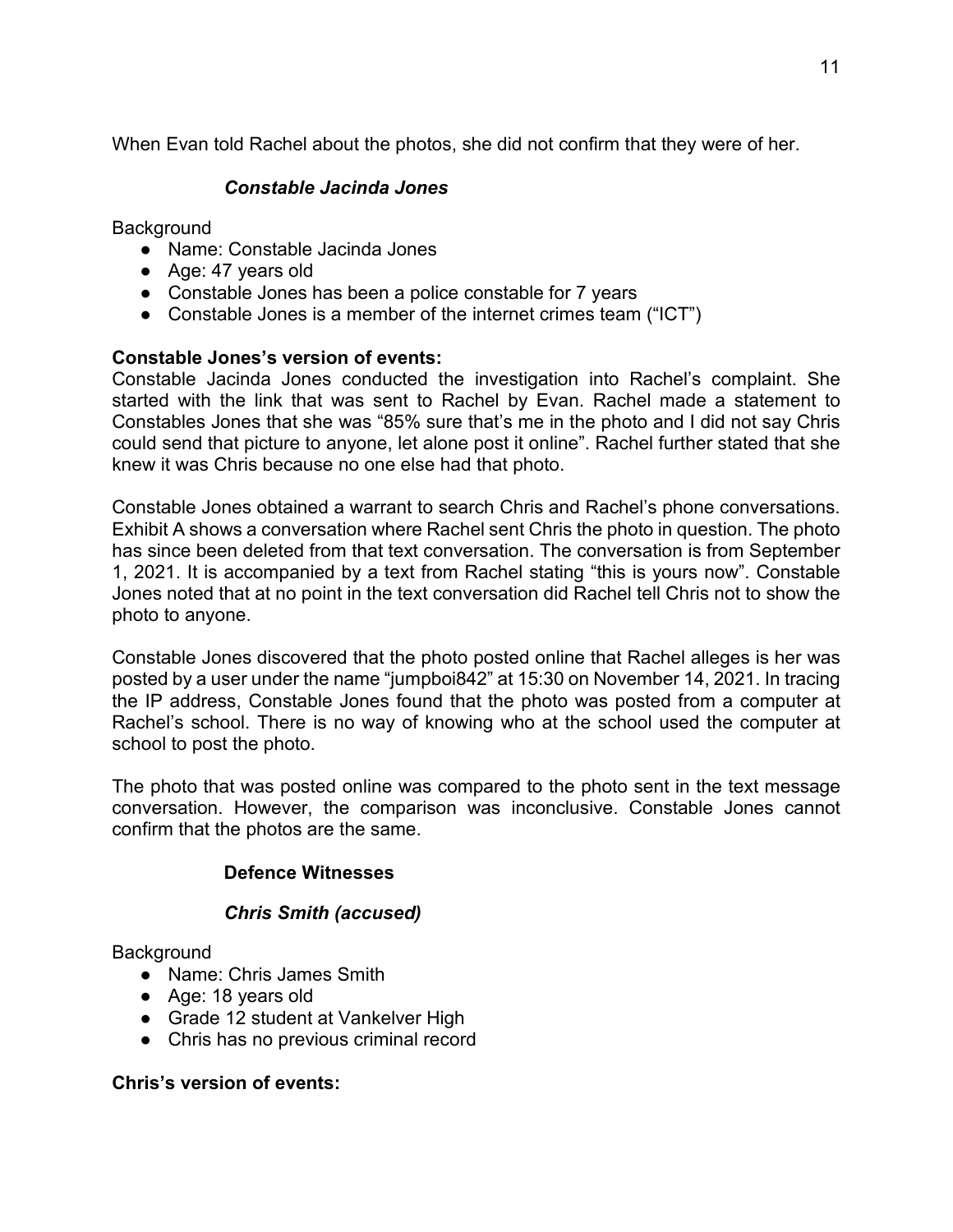When Evan told Rachel about the photos, she did not confirm that they were of her.

### *Constable Jacinda Jones*

Background

- Name: Constable Jacinda Jones
- Age: 47 years old
- Constable Jones has been a police constable for 7 years
- Constable Jones is a member of the internet crimes team ("ICT")

**Constable Jones's version of events:**

Constable Jacinda Jones conducted the investigation into Rachel's complaint. She started with the link that was sent to Rachel by Evan. Rachel made a statement to Constables Jones that she was "85% sure that's me in the photo and I did not say Chris could send that picture to anyone, let alone post it online". Rachel further stated that she knew it was Chris because no one else had that photo.

Constable Jones obtained a warrant to search Chris and Rachel's phone conversations. Exhibit A shows a conversation where Rachel sent Chris the photo in question. The photo has since been deleted from that text conversation. The conversation is from September 1, 2021. It is accompanied by a text from Rachel stating "this is yours now". Constable Jones noted that at no point in the text conversation did Rachel tell Chris not to show the photo to anyone.

Constable Jones discovered that the photo posted online that Rachel alleges is her was posted by a user under the name "jumpboi842" at 15:30 on November 14, 2021. In tracing the IP address, Constable Jones found that the photo was posted from a computer at Rachel's school. There is no way of knowing who at the school used the computer at school to post the photo.

The photo that was posted online was compared to the photo sent in the text message conversation. However, the comparison was inconclusive. Constable Jones cannot confirm that the photos are the same.

### **Defence Witnesses**

### *Chris Smith (accused)*

Background

- Name: Chris James Smith
- Age: 18 years old
- Grade 12 student at Vankelver High
- Chris has no previous criminal record

**Chris's version of events:**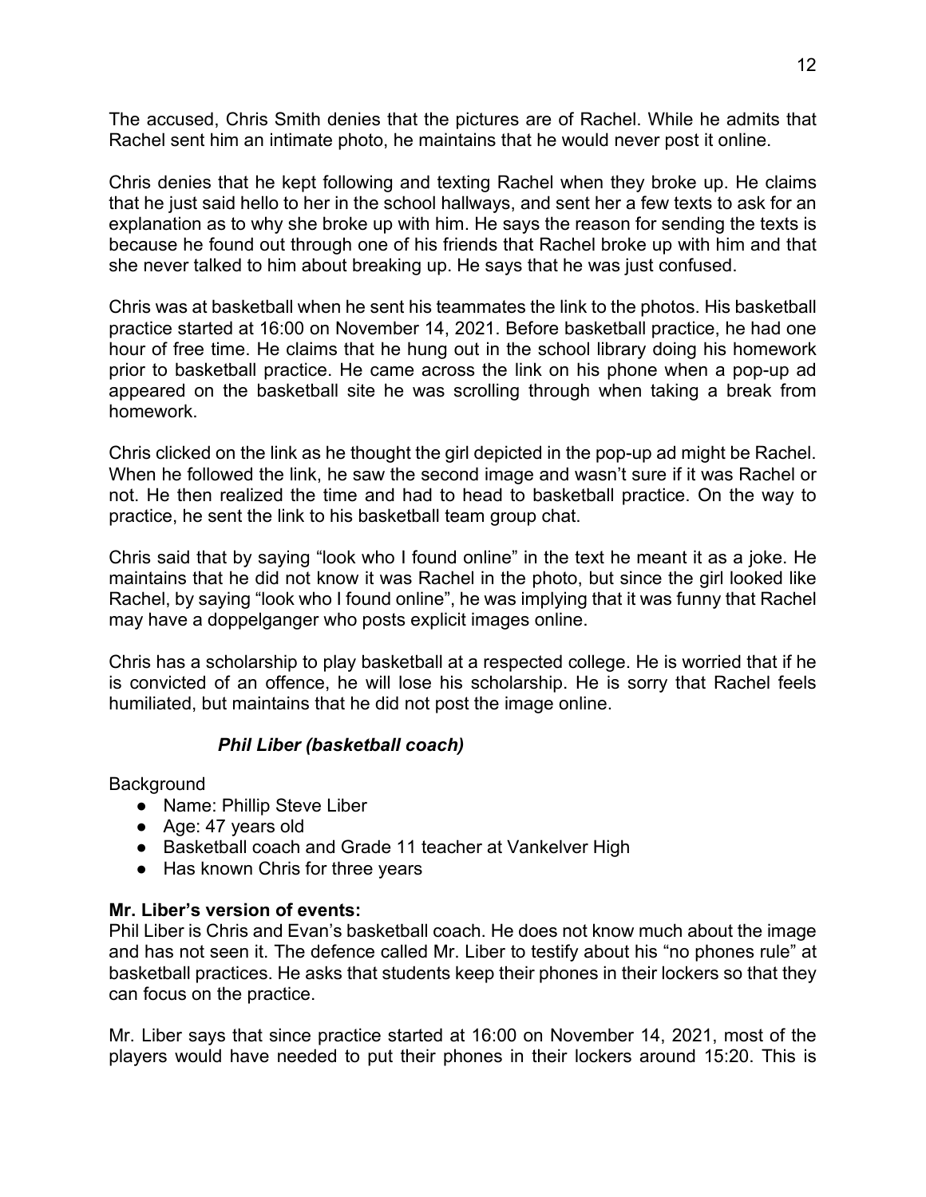The accused, Chris Smith denies that the pictures are of Rachel. While he admits that Rachel sent him an intimate photo, he maintains that he would never post it online.

Chris denies that he kept following and texting Rachel when they broke up. He claims that he just said hello to her in the school hallways, and sent her a few texts to ask for an explanation as to why she broke up with him. He says the reason for sending the texts is because he found out through one of his friends that Rachel broke up with him and that she never talked to him about breaking up. He says that he was just confused.

Chris was at basketball when he sent his teammates the link to the photos. His basketball practice started at 16:00 on November 14, 2021. Before basketball practice, he had one hour of free time. He claims that he hung out in the school library doing his homework prior to basketball practice. He came across the link on his phone when a pop-up ad appeared on the basketball site he was scrolling through when taking a break from homework.

Chris clicked on the link as he thought the girl depicted in the pop-up ad might be Rachel. When he followed the link, he saw the second image and wasn't sure if it was Rachel or not. He then realized the time and had to head to basketball practice. On the way to practice, he sent the link to his basketball team group chat.

Chris said that by saying "look who I found online" in the text he meant it as a joke. He maintains that he did not know it was Rachel in the photo, but since the girl looked like Rachel, by saying "look who I found online", he was implying that it was funny that Rachel may have a doppelganger who posts explicit images online.

Chris has a scholarship to play basketball at a respected college. He is worried that if he is convicted of an offence, he will lose his scholarship. He is sorry that Rachel feels humiliated, but maintains that he did not post the image online.

### *Phil Liber (basketball coach)*

Background

- Name: Phillip Steve Liber
- Age: 47 years old
- Basketball coach and Grade 11 teacher at Vankelver High
- Has known Chris for three years

**Mr. Liber's version of events:**

Phil Liber is Chris and Evan's basketball coach. He does not know much about the image and has not seen it. The defence called Mr. Liber to testify about his "no phones rule" at basketball practices. He asks that students keep their phones in their lockers so that they can focus on the practice.

Mr. Liber says that since practice started at 16:00 on November 14, 2021, most of the players would have needed to put their phones in their lockers around 15:20. This is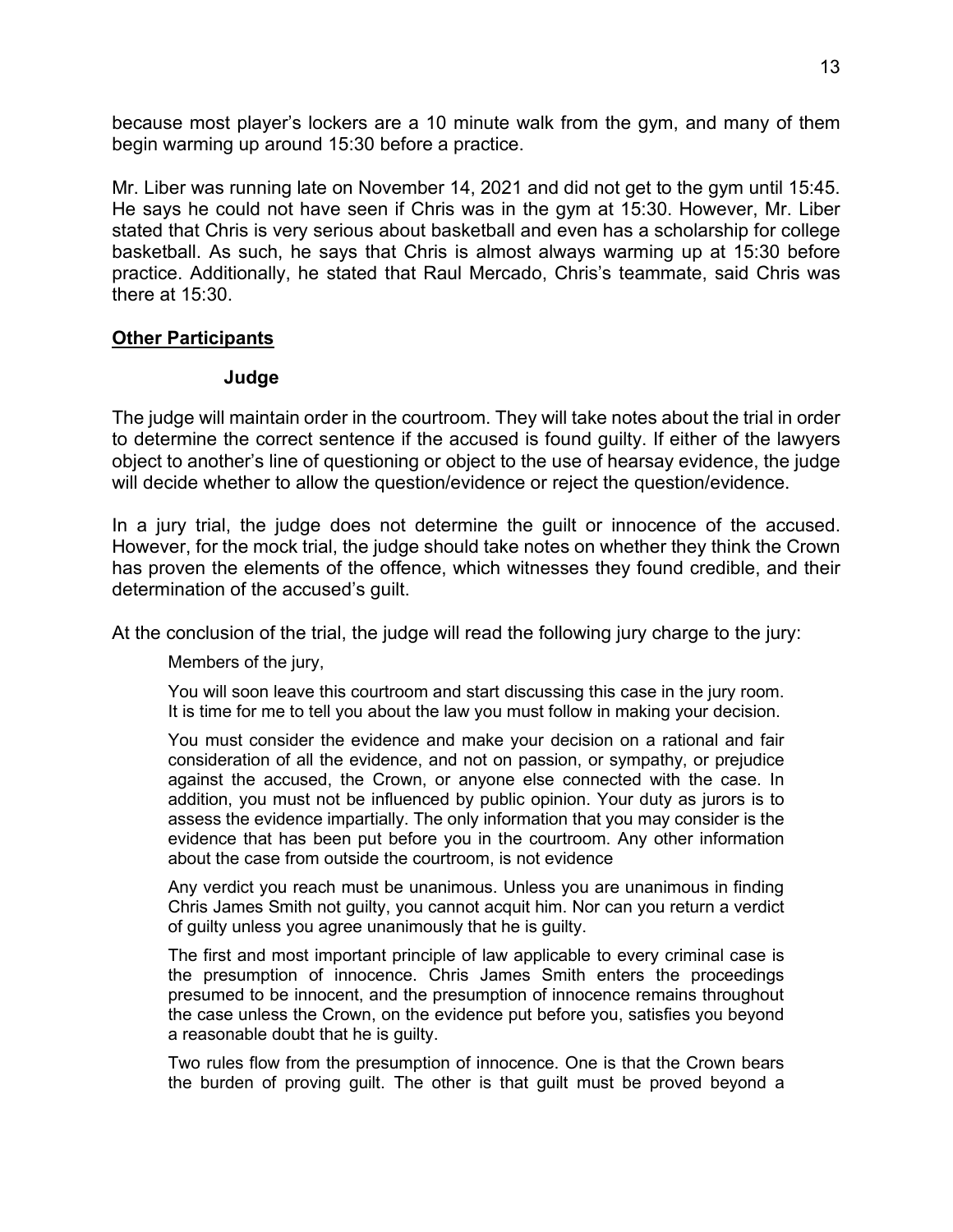because most player's lockers are a 10 minute walk from the gym, and many of them begin warming up around 15:30 before a practice.

Mr. Liber was running late on November 14, 2021 and did not get to the gym until 15:45. He says he could not have seen if Chris was in the gym at 15:30. However, Mr. Liber stated that Chris is very serious about basketball and even has a scholarship for college basketball. As such, he says that Chris is almost always warming up at 15:30 before practice. Additionally, he stated that Raul Mercado, Chris's teammate, said Chris was there at 15:30.

## Other Participants

### Judge

The judge will maintain order in the courtroom. They will take notes about the trial in order to determine the correct sentence if the accused is found guilty. If either of the lawyers object to another's line of questioning or object to the use of hearsay evidence, the judge will decide whether to allow the question/evidence or reject the question/evidence.

In a jury trial, the judge does not determine the guilt or innocence of the accused. However, for the mock trial, the judge should take notes on whether they think the Crown has proven the elements of the offence, which witnesses they found credible, and their determination of the accused's guilt.

At the conclusion of the trial, the judge will read the following jury charge to the jury:

> Members of the jury,
>
> You will soon leave this courtroom and start discussing this case in the jury room. It is time for me to tell you about the law you must follow in making your decision.
>
> You must consider the evidence and make your decision on a rational and fair consideration of all the evidence, and not on passion, or sympathy, or prejudice against the accused, the Crown, or anyone else connected with the case. In addition, you must not be influenced by public opinion. Your duty as jurors is to assess the evidence impartially. The only information that you may consider is the evidence that has been put before you in the courtroom. Any other information about the case from outside the courtroom, is not evidence
>
> Any verdict you reach must be unanimous. Unless you are unanimous in finding Chris James Smith not guilty, you cannot acquit him. Nor can you return a verdict of guilty unless you agree unanimously that he is guilty.
>
> The first and most important principle of law applicable to every criminal case is the presumption of innocence. Chris James Smith enters the proceedings presumed to be innocent, and the presumption of innocence remains throughout the case unless the Crown, on the evidence put before you, satisfies you beyond a reasonable doubt that he is guilty.
>
> Two rules flow from the presumption of innocence. One is that the Crown bears the burden of proving guilt. The other is that guilt must be proved beyond a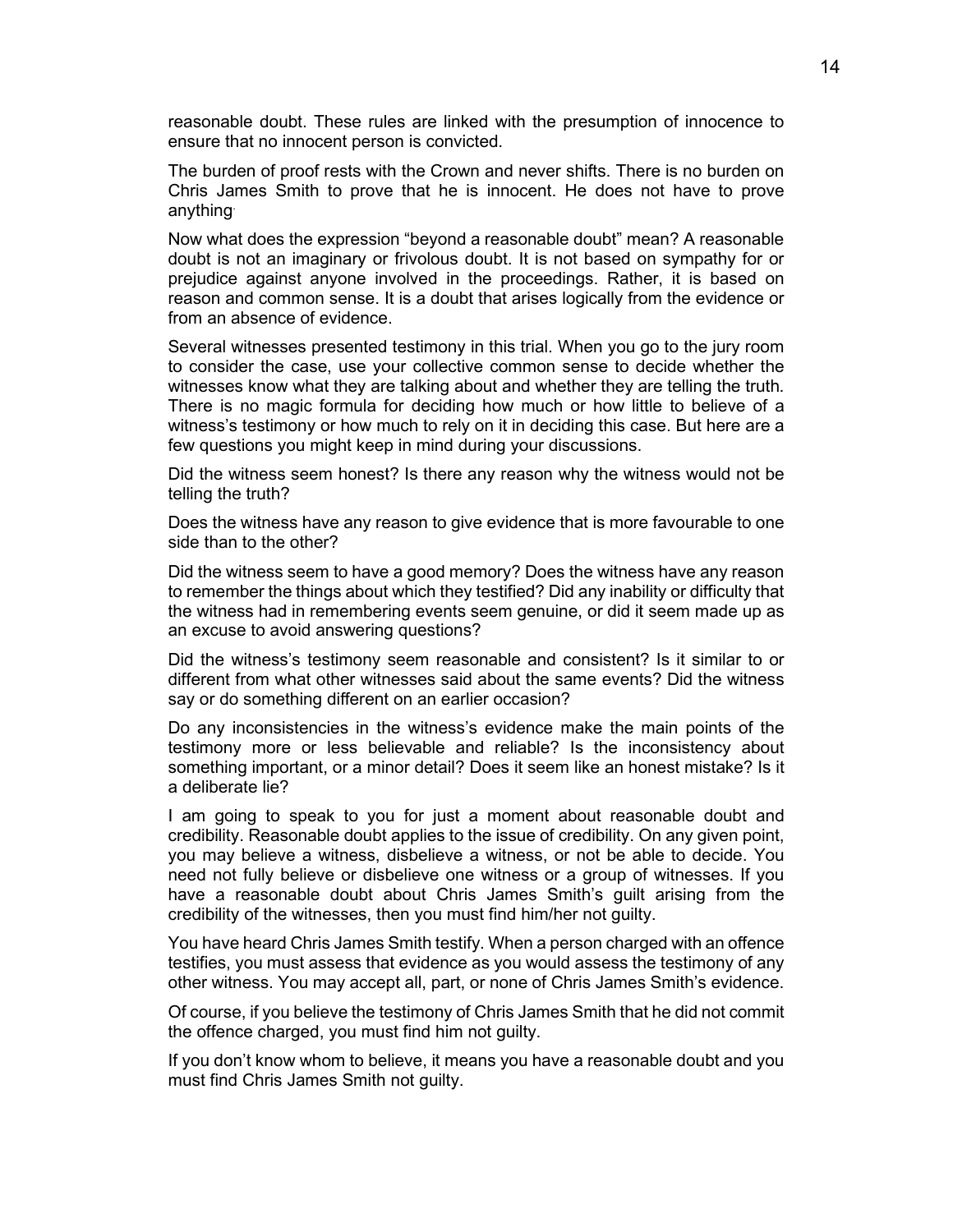reasonable doubt. These rules are linked with the presumption of innocence to ensure that no innocent person is convicted.

The burden of proof rests with the Crown and never shifts. There is no burden on Chris James Smith to prove that he is innocent. He does not have to prove anything.

Now what does the expression "beyond a reasonable doubt" mean? A reasonable doubt is not an imaginary or frivolous doubt. It is not based on sympathy for or prejudice against anyone involved in the proceedings. Rather, it is based on reason and common sense. It is a doubt that arises logically from the evidence or from an absence of evidence.

Several witnesses presented testimony in this trial. When you go to the jury room to consider the case, use your collective common sense to decide whether the witnesses know what they are talking about and whether they are telling the truth. There is no magic formula for deciding how much or how little to believe of a witness's testimony or how much to rely on it in deciding this case. But here are a few questions you might keep in mind during your discussions.

Did the witness seem honest? Is there any reason why the witness would not be telling the truth?

Does the witness have any reason to give evidence that is more favourable to one side than to the other?

Did the witness seem to have a good memory? Does the witness have any reason to remember the things about which they testified? Did any inability or difficulty that the witness had in remembering events seem genuine, or did it seem made up as an excuse to avoid answering questions?

Did the witness's testimony seem reasonable and consistent? Is it similar to or different from what other witnesses said about the same events? Did the witness say or do something different on an earlier occasion?

Do any inconsistencies in the witness's evidence make the main points of the testimony more or less believable and reliable? Is the inconsistency about something important, or a minor detail? Does it seem like an honest mistake? Is it a deliberate lie?

I am going to speak to you for just a moment about reasonable doubt and credibility. Reasonable doubt applies to the issue of credibility. On any given point, you may believe a witness, disbelieve a witness, or not be able to decide. You need not fully believe or disbelieve one witness or a group of witnesses. If you have a reasonable doubt about Chris James Smith's guilt arising from the credibility of the witnesses, then you must find him/her not guilty.

You have heard Chris James Smith testify. When a person charged with an offence testifies, you must assess that evidence as you would assess the testimony of any other witness. You may accept all, part, or none of Chris James Smith's evidence.

Of course, if you believe the testimony of Chris James Smith that he did not commit the offence charged, you must find him not guilty.

If you don't know whom to believe, it means you have a reasonable doubt and you must find Chris James Smith not guilty.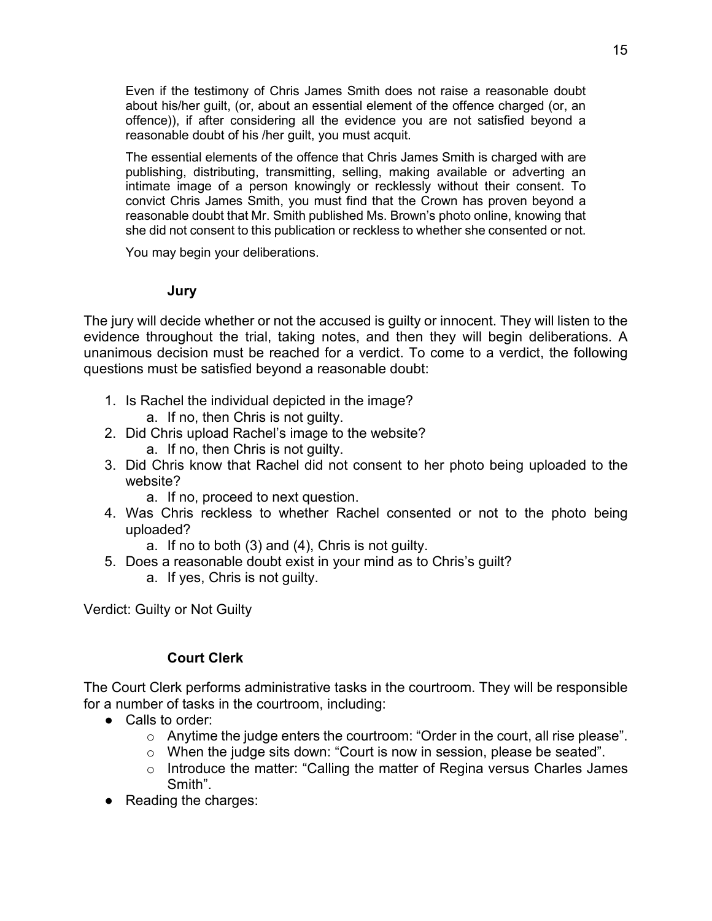Even if the testimony of Chris James Smith does not raise a reasonable doubt about his/her guilt, (or, about an essential element of the offence charged (or, an offence)), if after considering all the evidence you are not satisfied beyond a reasonable doubt of his /her guilt, you must acquit.

The essential elements of the offence that Chris James Smith is charged with are publishing, distributing, transmitting, selling, making available or adverting an intimate image of a person knowingly or recklessly without their consent. To convict Chris James Smith, you must find that the Crown has proven beyond a reasonable doubt that Mr. Smith published Ms. Brown's photo online, knowing that she did not consent to this publication or reckless to whether she consented or not.

You may begin your deliberations.

### Jury

The jury will decide whether or not the accused is guilty or innocent. They will listen to the evidence throughout the trial, taking notes, and then they will begin deliberations. A unanimous decision must be reached for a verdict. To come to a verdict, the following questions must be satisfied beyond a reasonable doubt:

1. Is Rachel the individual depicted in the image?
   a. If no, then Chris is not guilty.
2. Did Chris upload Rachel's image to the website?
   a. If no, then Chris is not guilty.
3. Did Chris know that Rachel did not consent to her photo being uploaded to the website?
   a. If no, proceed to next question.
4. Was Chris reckless to whether Rachel consented or not to the photo being uploaded?
   a. If no to both (3) and (4), Chris is not guilty.
5. Does a reasonable doubt exist in your mind as to Chris's guilt?
   a. If yes, Chris is not guilty.

Verdict: Guilty or Not Guilty

### Court Clerk

The Court Clerk performs administrative tasks in the courtroom. They will be responsible for a number of tasks in the courtroom, including:

- Calls to order:
  - Anytime the judge enters the courtroom: "Order in the court, all rise please".
  - When the judge sits down: "Court is now in session, please be seated".
  - Introduce the matter: "Calling the matter of Regina versus Charles James Smith".
- Reading the charges: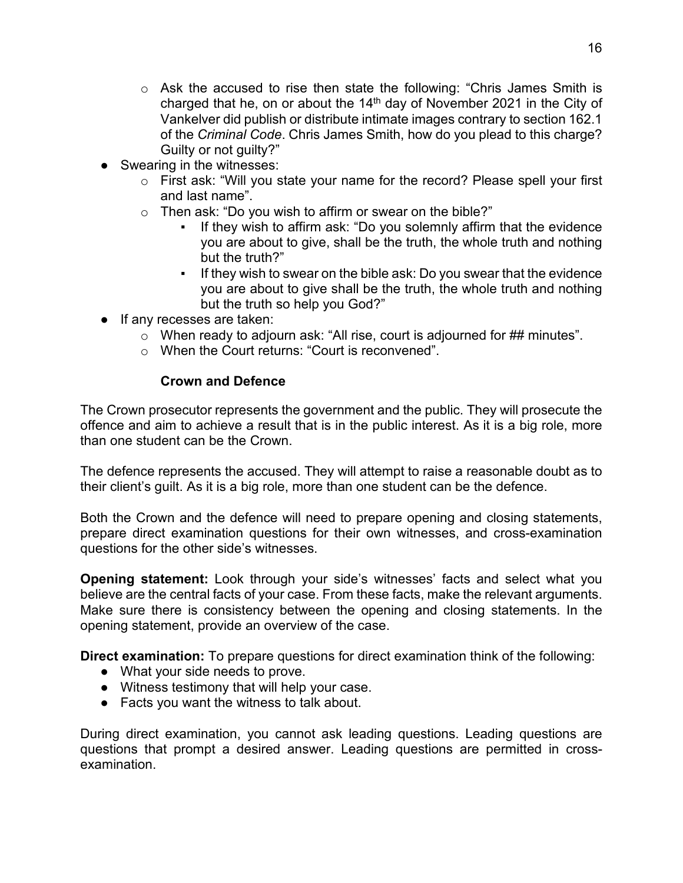- Ask the accused to rise then state the following: "Chris James Smith is charged that he, on or about the 14th day of November 2021 in the City of Vankelver did publish or distribute intimate images contrary to section 162.1 of the *Criminal Code*. Chris James Smith, how do you plead to this charge? Guilty or not guilty?"
- Swearing in the witnesses:
  - First ask: "Will you state your name for the record? Please spell your first and last name".
  - Then ask: "Do you wish to affirm or swear on the bible?"
    - If they wish to affirm ask: "Do you solemnly affirm that the evidence you are about to give, shall be the truth, the whole truth and nothing but the truth?"
    - If they wish to swear on the bible ask: Do you swear that the evidence you are about to give shall be the truth, the whole truth and nothing but the truth so help you God?"
- If any recesses are taken:
  - When ready to adjourn ask: "All rise, court is adjourned for ## minutes".
  - When the Court returns: "Court is reconvened".

**Crown and Defence**

The Crown prosecutor represents the government and the public. They will prosecute the offence and aim to achieve a result that is in the public interest. As it is a big role, more than one student can be the Crown.

The defence represents the accused. They will attempt to raise a reasonable doubt as to their client's guilt. As it is a big role, more than one student can be the defence.

Both the Crown and the defence will need to prepare opening and closing statements, prepare direct examination questions for their own witnesses, and cross-examination questions for the other side's witnesses.

**Opening statement:** Look through your side's witnesses' facts and select what you believe are the central facts of your case. From these facts, make the relevant arguments. Make sure there is consistency between the opening and closing statements. In the opening statement, provide an overview of the case.

**Direct examination:** To prepare questions for direct examination think of the following:

- What your side needs to prove.
- Witness testimony that will help your case.
- Facts you want the witness to talk about.

During direct examination, you cannot ask leading questions. Leading questions are questions that prompt a desired answer. Leading questions are permitted in cross-examination.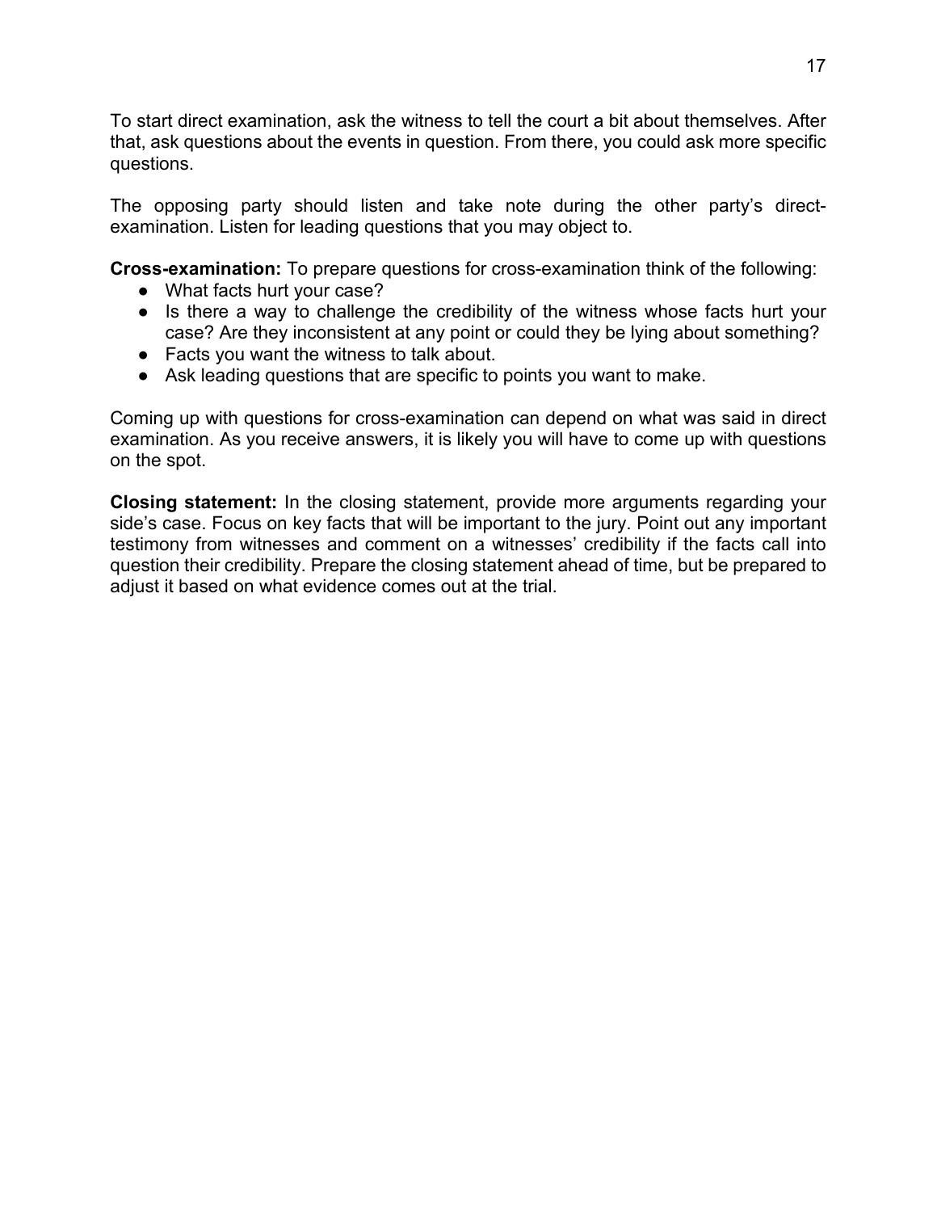To start direct examination, ask the witness to tell the court a bit about themselves. After that, ask questions about the events in question. From there, you could ask more specific questions.

The opposing party should listen and take note during the other party's direct-examination. Listen for leading questions that you may object to.

**Cross-examination:** To prepare questions for cross-examination think of the following:

- What facts hurt your case?
- Is there a way to challenge the credibility of the witness whose facts hurt your case? Are they inconsistent at any point or could they be lying about something?
- Facts you want the witness to talk about.
- Ask leading questions that are specific to points you want to make.

Coming up with questions for cross-examination can depend on what was said in direct examination. As you receive answers, it is likely you will have to come up with questions on the spot.

**Closing statement:** In the closing statement, provide more arguments regarding your side's case. Focus on key facts that will be important to the jury. Point out any important testimony from witnesses and comment on a witnesses' credibility if the facts call into question their credibility. Prepare the closing statement ahead of time, but be prepared to adjust it based on what evidence comes out at the trial.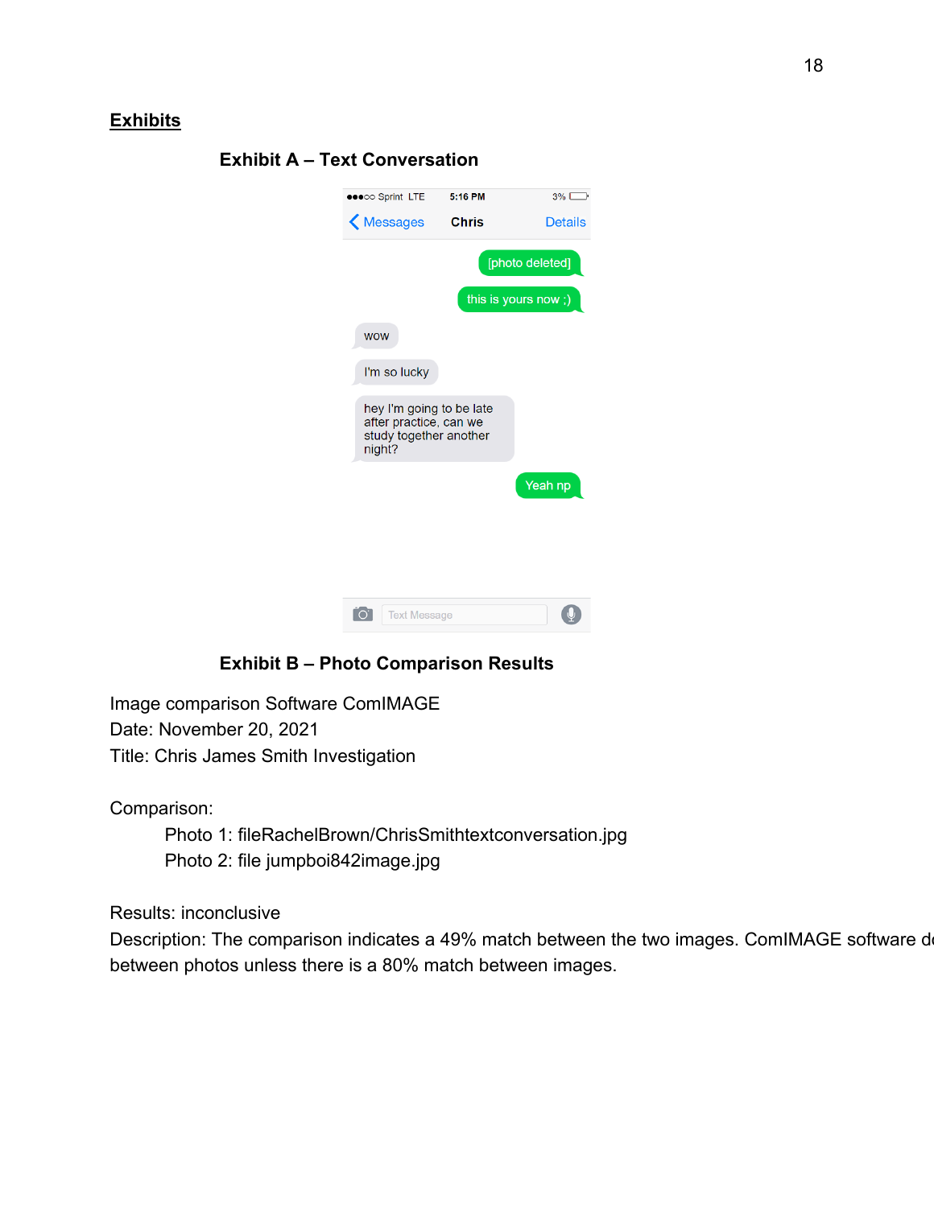## Exhibits

### Exhibit A – Text Conversation

●●●○○ Sprint LTE 5:16 PM 3%

Messages Chris Details

[photo deleted]

this is yours now ;)

wow

I'm so lucky

hey I'm going to be late after practice, can we study together another night?

Yeah np

Text Message

### Exhibit B – Photo Comparison Results

Image comparison Software ComIMAGE
Date: November 20, 2021
Title: Chris James Smith Investigation

Comparison:

Photo 1: fileRachelBrown/ChrisSmithtextconversation.jpg
Photo 2: file jumpboi842image.jpg

Results: inconclusive
Description: The comparison indicates a 49% match between the two images. ComIMAGE software d
between photos unless there is a 80% match between images.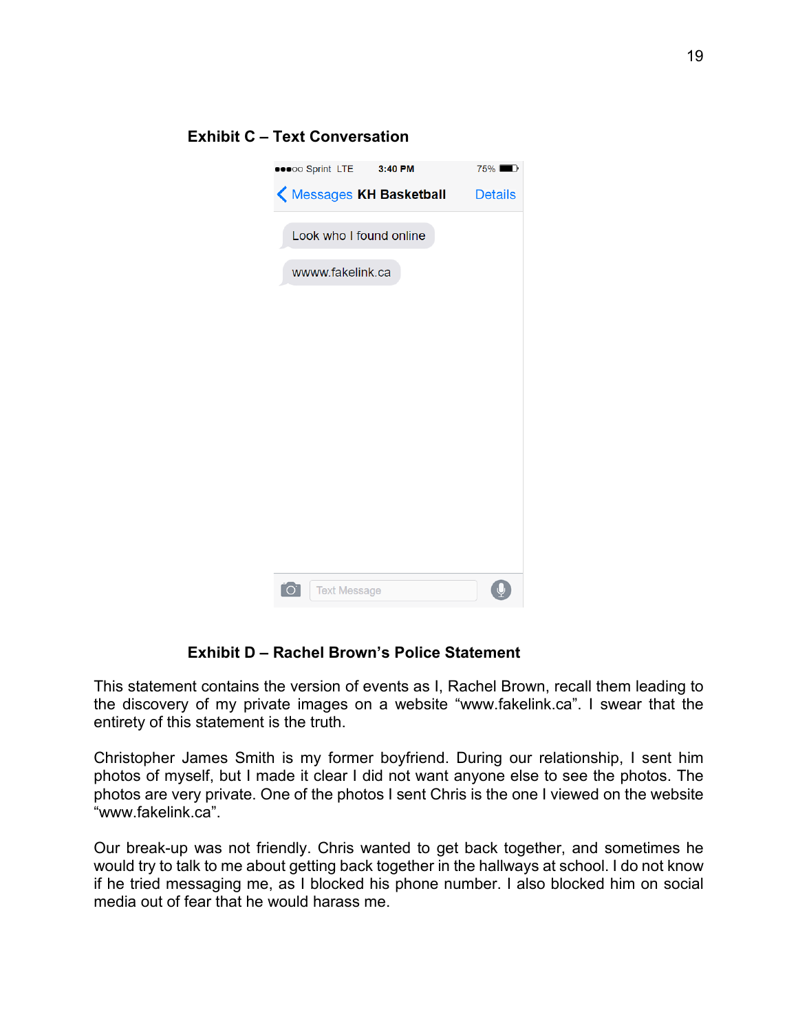**Exhibit C – Text Conversation**

●●●○○ Sprint LTE 3:40 PM 75%

Messages **KH Basketball** Details

Look who I found online

wwww.fakelink.ca

Text Message

**Exhibit D – Rachel Brown's Police Statement**

This statement contains the version of events as I, Rachel Brown, recall them leading to the discovery of my private images on a website "www.fakelink.ca". I swear that the entirety of this statement is the truth.

Christopher James Smith is my former boyfriend. During our relationship, I sent him photos of myself, but I made it clear I did not want anyone else to see the photos. The photos are very private. One of the photos I sent Chris is the one I viewed on the website "www.fakelink.ca".

Our break-up was not friendly. Chris wanted to get back together, and sometimes he would try to talk to me about getting back together in the hallways at school. I do not know if he tried messaging me, as I blocked his phone number. I also blocked him on social media out of fear that he would harass me.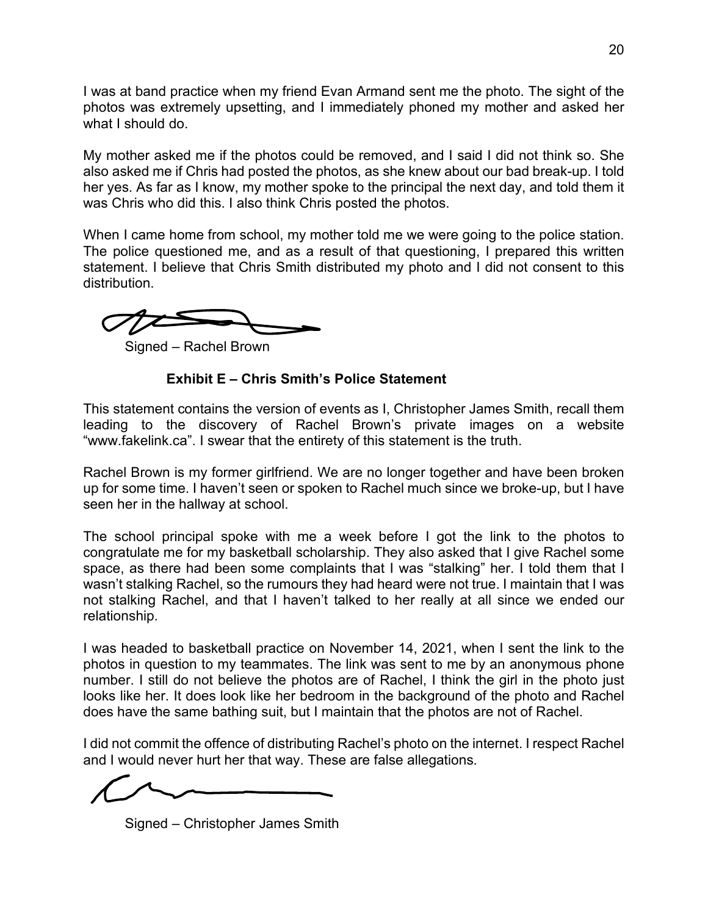I was at band practice when my friend Evan Armand sent me the photo. The sight of the photos was extremely upsetting, and I immediately phoned my mother and asked her what I should do.

My mother asked me if the photos could be removed, and I said I did not think so. She also asked me if Chris had posted the photos, as she knew about our bad break-up. I told her yes. As far as I know, my mother spoke to the principal the next day, and told them it was Chris who did this. I also think Chris posted the photos.

When I came home from school, my mother told me we were going to the police station. The police questioned me, and as a result of that questioning, I prepared this written statement. I believe that Chris Smith distributed my photo and I did not consent to this distribution.

Signed – Rachel Brown

**Exhibit E – Chris Smith's Police Statement**

This statement contains the version of events as I, Christopher James Smith, recall them leading to the discovery of Rachel Brown's private images on a website "www.fakelink.ca". I swear that the entirety of this statement is the truth.

Rachel Brown is my former girlfriend. We are no longer together and have been broken up for some time. I haven't seen or spoken to Rachel much since we broke-up, but I have seen her in the hallway at school.

The school principal spoke with me a week before I got the link to the photos to congratulate me for my basketball scholarship. They also asked that I give Rachel some space, as there had been some complaints that I was "stalking" her. I told them that I wasn't stalking Rachel, so the rumours they had heard were not true. I maintain that I was not stalking Rachel, and that I haven't talked to her really at all since we ended our relationship.

I was headed to basketball practice on November 14, 2021, when I sent the link to the photos in question to my teammates. The link was sent to me by an anonymous phone number. I still do not believe the photos are of Rachel, I think the girl in the photo just looks like her. It does look like her bedroom in the background of the photo and Rachel does have the same bathing suit, but I maintain that the photos are not of Rachel.

I did not commit the offence of distributing Rachel's photo on the internet. I respect Rachel and I would never hurt her that way. These are false allegations.

Signed – Christopher James Smith